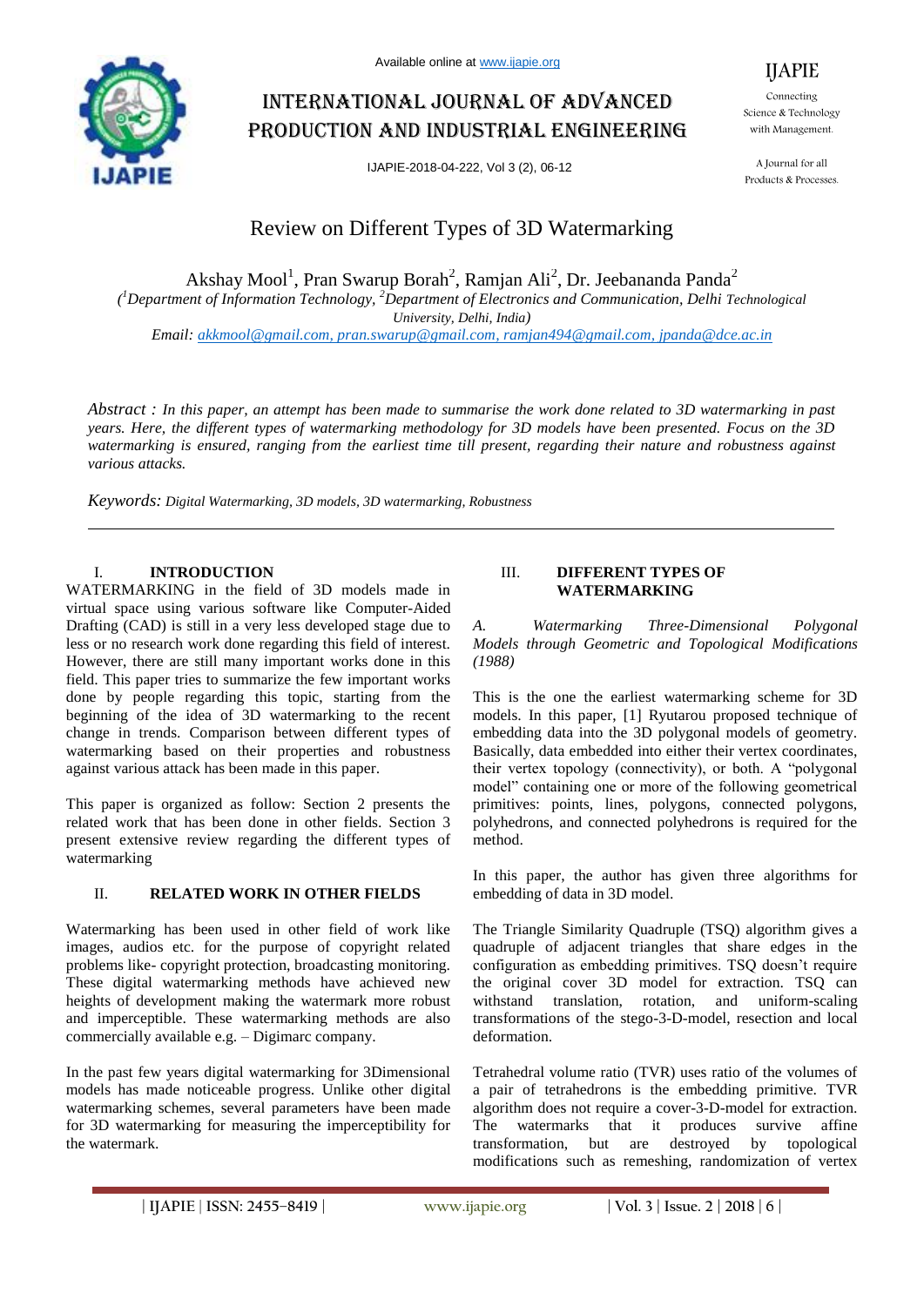# Review on Different Types of 3D Watermarking

Akshay Mool[1], Pran Swarup Borah[2], Ramjan Ali[2], Dr. Jeebananda Panda[2]

([1]Department of Information Technology, [2]Department of Electronics and Communication, Delhi Technological University, Delhi, India)

Email: akkmool@gmail.com, pran.swarup@gmail.com, ramjan494@gmail.com, jpanda@dce.ac.in

*Abstract : In this paper, an attempt has been made to summarise the work done related to 3D watermarking in past years. Here, the different types of watermarking methodology for 3D models have been presented. Focus on the 3D watermarking is ensured, ranging from the earliest time till present, regarding their nature and robustness against various attacks.*

*Keywords: Digital Watermarking, 3D models, 3D watermarking, Robustness*

## I. INTRODUCTION

WATERMARKING in the field of 3D models made in virtual space using various software like Computer-Aided Drafting (CAD) is still in a very less developed stage due to less or no research work done regarding this field of interest. However, there are still many important works done in this field. This paper tries to summarize the few important works done by people regarding this topic, starting from the beginning of the idea of 3D watermarking to the recent change in trends. Comparison between different types of watermarking based on their properties and robustness against various attack has been made in this paper.

This paper is organized as follow: Section 2 presents the related work that has been done in other fields. Section 3 present extensive review regarding the different types of watermarking

## II. RELATED WORK IN OTHER FIELDS

Watermarking has been used in other field of work like images, audios etc. for the purpose of copyright related problems like- copyright protection, broadcasting monitoring. These digital watermarking methods have achieved new heights of development making the watermark more robust and imperceptible. These watermarking methods are also commercially available e.g. – Digimarc company.

In the past few years digital watermarking for 3Dimensional models has made noticeable progress. Unlike other digital watermarking schemes, several parameters have been made for 3D watermarking for measuring the imperceptibility for the watermark.

## III. DIFFERENT TYPES OF WATERMARKING

### *A. Watermarking Three-Dimensional Polygonal Models through Geometric and Topological Modifications (1988)*

This is the one the earliest watermarking scheme for 3D models. In this paper, [1] Ryutarou proposed technique of embedding data into the 3D polygonal models of geometry. Basically, data embedded into either their vertex coordinates, their vertex topology (connectivity), or both. A "polygonal model" containing one or more of the following geometrical primitives: points, lines, polygons, connected polygons, polyhedrons, and connected polyhedrons is required for the method.

In this paper, the author has given three algorithms for embedding of data in 3D model.

The Triangle Similarity Quadruple (TSQ) algorithm gives a quadruple of adjacent triangles that share edges in the configuration as embedding primitives. TSQ doesn't require the original cover 3D model for extraction. TSQ can withstand translation, rotation, and uniform-scaling transformations of the stego-3-D-model, resection and local deformation.

Tetrahedral volume ratio (TVR) uses ratio of the volumes of a pair of tetrahedrons is the embedding primitive. TVR algorithm does not require a cover-3-D-model for extraction. The watermarks that it produces survive affine transformation, but are destroyed by topological modifications such as remeshing, randomization of vertex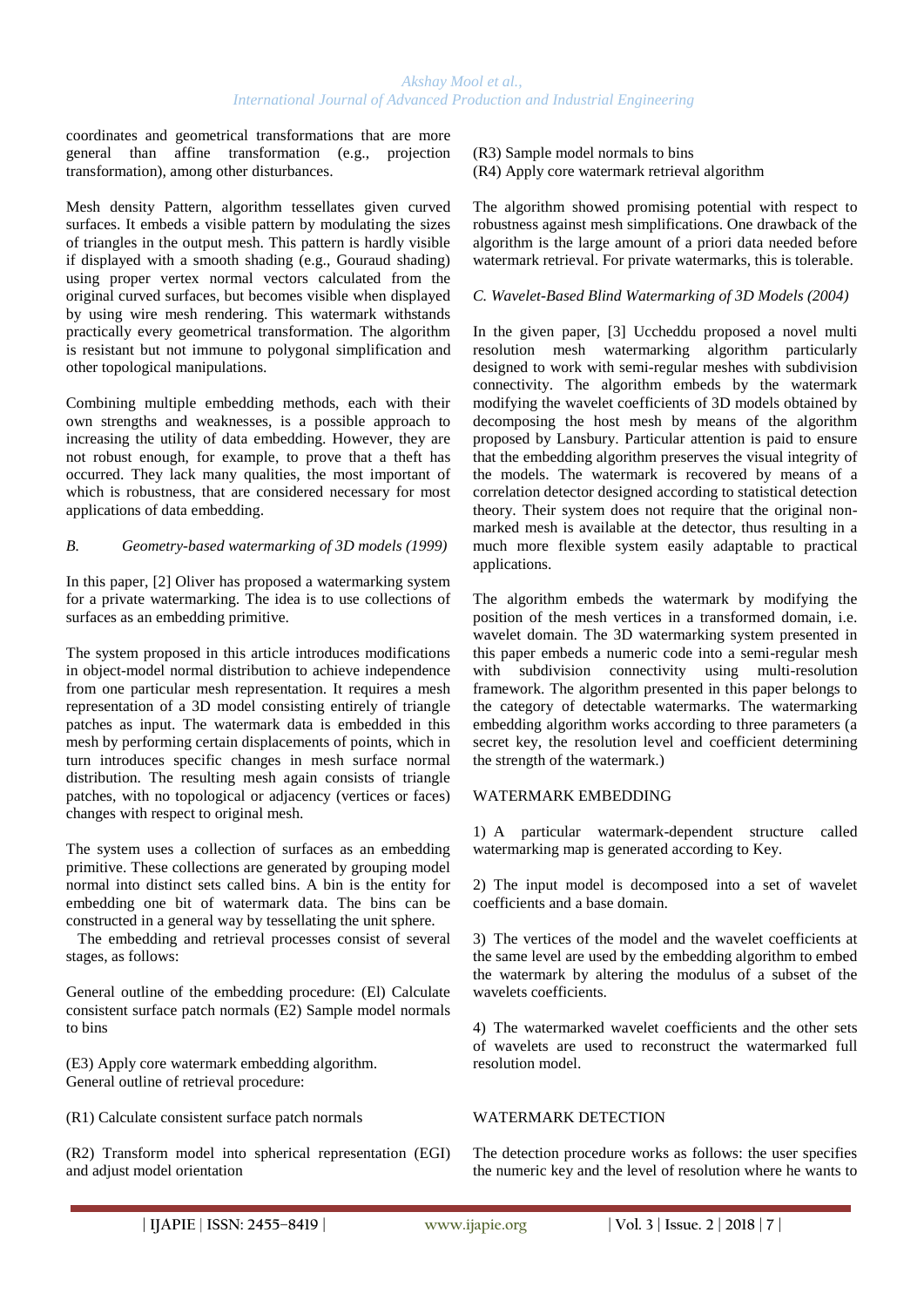coordinates and geometrical transformations that are more general than affine transformation (e.g., projection transformation), among other disturbances.

Mesh density Pattern, algorithm tessellates given curved surfaces. It embeds a visible pattern by modulating the sizes of triangles in the output mesh. This pattern is hardly visible if displayed with a smooth shading (e.g., Gouraud shading) using proper vertex normal vectors calculated from the original curved surfaces, but becomes visible when displayed by using wire mesh rendering. This watermark withstands practically every geometrical transformation. The algorithm is resistant but not immune to polygonal simplification and other topological manipulations.

Combining multiple embedding methods, each with their own strengths and weaknesses, is a possible approach to increasing the utility of data embedding. However, they are not robust enough, for example, to prove that a theft has occurred. They lack many qualities, the most important of which is robustness, that are considered necessary for most applications of data embedding.

### *B. Geometry-based watermarking of 3D models (1999)*

In this paper, [2] Oliver has proposed a watermarking system for a private watermarking. The idea is to use collections of surfaces as an embedding primitive.

The system proposed in this article introduces modifications in object-model normal distribution to achieve independence from one particular mesh representation. It requires a mesh representation of a 3D model consisting entirely of triangle patches as input. The watermark data is embedded in this mesh by performing certain displacements of points, which in turn introduces specific changes in mesh surface normal distribution. The resulting mesh again consists of triangle patches, with no topological or adjacency (vertices or faces) changes with respect to original mesh.

The system uses a collection of surfaces as an embedding primitive. These collections are generated by grouping model normal into distinct sets called bins. A bin is the entity for embedding one bit of watermark data. The bins can be constructed in a general way by tessellating the unit sphere.
The embedding and retrieval processes consist of several stages, as follows:

General outline of the embedding procedure: (El) Calculate consistent surface patch normals (E2) Sample model normals to bins

(E3) Apply core watermark embedding algorithm.
General outline of retrieval procedure:

(R1) Calculate consistent surface patch normals

(R2) Transform model into spherical representation (EGI) and adjust model orientation

(R3) Sample model normals to bins
(R4) Apply core watermark retrieval algorithm

The algorithm showed promising potential with respect to robustness against mesh simplifications. One drawback of the algorithm is the large amount of a priori data needed before watermark retrieval. For private watermarks, this is tolerable.

### *C. Wavelet-Based Blind Watermarking of 3D Models (2004)*

In the given paper, [3] Uccheddu proposed a novel multi resolution mesh watermarking algorithm particularly designed to work with semi-regular meshes with subdivision connectivity. The algorithm embeds by the watermark modifying the wavelet coefficients of 3D models obtained by decomposing the host mesh by means of the algorithm proposed by Lansbury. Particular attention is paid to ensure that the embedding algorithm preserves the visual integrity of the models. The watermark is recovered by means of a correlation detector designed according to statistical detection theory. Their system does not require that the original non-marked mesh is available at the detector, thus resulting in a much more flexible system easily adaptable to practical applications.

The algorithm embeds the watermark by modifying the position of the mesh vertices in a transformed domain, i.e. wavelet domain. The 3D watermarking system presented in this paper embeds a numeric code into a semi-regular mesh with subdivision connectivity using multi-resolution framework. The algorithm presented in this paper belongs to the category of detectable watermarks. The watermarking embedding algorithm works according to three parameters (a secret key, the resolution level and coefficient determining the strength of the watermark.)

WATERMARK EMBEDDING

1) A particular watermark-dependent structure called watermarking map is generated according to Key.

2) The input model is decomposed into a set of wavelet coefficients and a base domain.

3) The vertices of the model and the wavelet coefficients at the same level are used by the embedding algorithm to embed the watermark by altering the modulus of a subset of the wavelets coefficients.

4) The watermarked wavelet coefficients and the other sets of wavelets are used to reconstruct the watermarked full resolution model.

WATERMARK DETECTION

The detection procedure works as follows: the user specifies the numeric key and the level of resolution where he wants to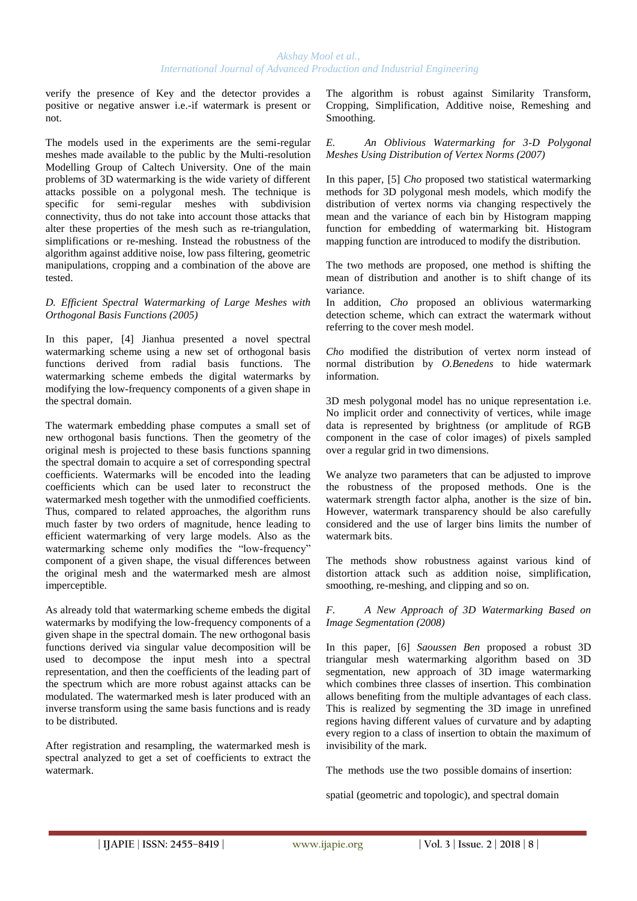verify the presence of Key and the detector provides a positive or negative answer i.e.-if watermark is present or not.

The models used in the experiments are the semi-regular meshes made available to the public by the Multi-resolution Modelling Group of Caltech University. One of the main problems of 3D watermarking is the wide variety of different attacks possible on a polygonal mesh. The technique is specific for semi-regular meshes with subdivision connectivity, thus do not take into account those attacks that alter these properties of the mesh such as re-triangulation, simplifications or re-meshing. Instead the robustness of the algorithm against additive noise, low pass filtering, geometric manipulations, cropping and a combination of the above are tested.

### *D. Efficient Spectral Watermarking of Large Meshes with Orthogonal Basis Functions (2005)*

In this paper, [4] Jianhua presented a novel spectral watermarking scheme using a new set of orthogonal basis functions derived from radial basis functions. The watermarking scheme embeds the digital watermarks by modifying the low-frequency components of a given shape in the spectral domain.

The watermark embedding phase computes a small set of new orthogonal basis functions. Then the geometry of the original mesh is projected to these basis functions spanning the spectral domain to acquire a set of corresponding spectral coefficients. Watermarks will be encoded into the leading coefficients which can be used later to reconstruct the watermarked mesh together with the unmodified coefficients. Thus, compared to related approaches, the algorithm runs much faster by two orders of magnitude, hence leading to efficient watermarking of very large models. Also as the watermarking scheme only modifies the "low-frequency" component of a given shape, the visual differences between the original mesh and the watermarked mesh are almost imperceptible.

As already told that watermarking scheme embeds the digital watermarks by modifying the low-frequency components of a given shape in the spectral domain. The new orthogonal basis functions derived via singular value decomposition will be used to decompose the input mesh into a spectral representation, and then the coefficients of the leading part of the spectrum which are more robust against attacks can be modulated. The watermarked mesh is later produced with an inverse transform using the same basis functions and is ready to be distributed.

After registration and resampling, the watermarked mesh is spectral analyzed to get a set of coefficients to extract the watermark.

The algorithm is robust against Similarity Transform, Cropping, Simplification, Additive noise, Remeshing and Smoothing.

### *E. An Oblivious Watermarking for 3-D Polygonal Meshes Using Distribution of Vertex Norms (2007)*

In this paper, [5] *Cho* proposed two statistical watermarking methods for 3D polygonal mesh models, which modify the distribution of vertex norms via changing respectively the mean and the variance of each bin by Histogram mapping function for embedding of watermarking bit. Histogram mapping function are introduced to modify the distribution.

The two methods are proposed, one method is shifting the mean of distribution and another is to shift change of its variance.

In addition, *Cho* proposed an oblivious watermarking detection scheme, which can extract the watermark without referring to the cover mesh model.

*Cho* modified the distribution of vertex norm instead of normal distribution by *O.Benedens* to hide watermark information.

3D mesh polygonal model has no unique representation i.e. No implicit order and connectivity of vertices, while image data is represented by brightness (or amplitude of RGB component in the case of color images) of pixels sampled over a regular grid in two dimensions.

We analyze two parameters that can be adjusted to improve the robustness of the proposed methods. One is the watermark strength factor alpha, another is the size of bin**.** However, watermark transparency should be also carefully considered and the use of larger bins limits the number of watermark bits.

The methods show robustness against various kind of distortion attack such as addition noise, simplification, smoothing, re-meshing, and clipping and so on.

### *F. A New Approach of 3D Watermarking Based on Image Segmentation (2008)*

In this paper, [6] *Saoussen Ben* proposed a robust 3D triangular mesh watermarking algorithm based on 3D segmentation, new approach of 3D image watermarking which combines three classes of insertion. This combination allows benefiting from the multiple advantages of each class. This is realized by segmenting the 3D image in unrefined regions having different values of curvature and by adapting every region to a class of insertion to obtain the maximum of invisibility of the mark.

The methods use the two possible domains of insertion:

spatial (geometric and topologic), and spectral domain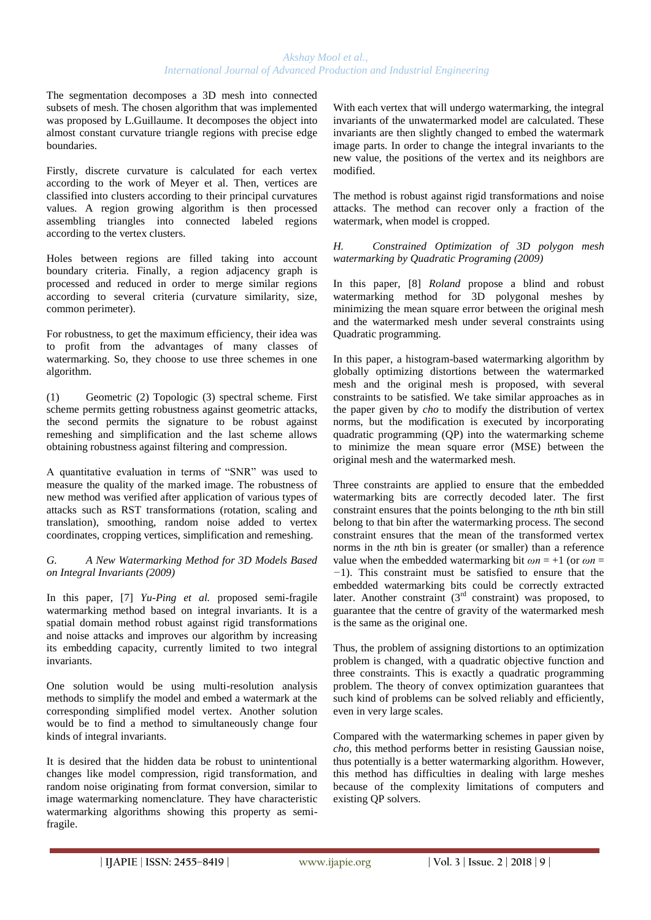The segmentation decomposes a 3D mesh into connected subsets of mesh. The chosen algorithm that was implemented was proposed by L.Guillaume. It decomposes the object into almost constant curvature triangle regions with precise edge boundaries.

Firstly, discrete curvature is calculated for each vertex according to the work of Meyer et al. Then, vertices are classified into clusters according to their principal curvatures values. A region growing algorithm is then processed assembling triangles into connected labeled regions according to the vertex clusters.

Holes between regions are filled taking into account boundary criteria. Finally, a region adjacency graph is processed and reduced in order to merge similar regions according to several criteria (curvature similarity, size, common perimeter).

For robustness, to get the maximum efficiency, their idea was to profit from the advantages of many classes of watermarking. So, they choose to use three schemes in one algorithm.

(1) Geometric (2) Topologic (3) spectral scheme. First scheme permits getting robustness against geometric attacks, the second permits the signature to be robust against remeshing and simplification and the last scheme allows obtaining robustness against filtering and compression.

A quantitative evaluation in terms of "SNR" was used to measure the quality of the marked image. The robustness of new method was verified after application of various types of attacks such as RST transformations (rotation, scaling and translation), smoothing, random noise added to vertex coordinates, cropping vertices, simplification and remeshing.

### *G. A New Watermarking Method for 3D Models Based on Integral Invariants (2009)*

In this paper, [7] *Yu-Ping et al.* proposed semi-fragile watermarking method based on integral invariants. It is a spatial domain method robust against rigid transformations and noise attacks and improves our algorithm by increasing its embedding capacity, currently limited to two integral invariants.

One solution would be using multi-resolution analysis methods to simplify the model and embed a watermark at the corresponding simplified model vertex. Another solution would be to find a method to simultaneously change four kinds of integral invariants.

It is desired that the hidden data be robust to unintentional changes like model compression, rigid transformation, and random noise originating from format conversion, similar to image watermarking nomenclature. They have characteristic watermarking algorithms showing this property as semi-fragile.

With each vertex that will undergo watermarking, the integral invariants of the unwatermarked model are calculated. These invariants are then slightly changed to embed the watermark image parts. In order to change the integral invariants to the new value, the positions of the vertex and its neighbors are modified.

The method is robust against rigid transformations and noise attacks. The method can recover only a fraction of the watermark, when model is cropped.

### *H. Constrained Optimization of 3D polygon mesh watermarking by Quadratic Programing (2009)*

In this paper, [8] *Roland* propose a blind and robust watermarking method for 3D polygonal meshes by minimizing the mean square error between the original mesh and the watermarked mesh under several constraints using Quadratic programming.

In this paper, a histogram-based watermarking algorithm by globally optimizing distortions between the watermarked mesh and the original mesh is proposed, with several constraints to be satisfied. We take similar approaches as in the paper given by *cho* to modify the distribution of vertex norms, but the modification is executed by incorporating quadratic programming (QP) into the watermarking scheme to minimize the mean square error (MSE) between the original mesh and the watermarked mesh.

Three constraints are applied to ensure that the embedded watermarking bits are correctly decoded later. The first constraint ensures that the points belonging to the $n$th bin still belong to that bin after the watermarking process. The second constraint ensures that the mean of the transformed vertex norms in the $n$th bin is greater (or smaller) than a reference value when the embedded watermarking bit $\omega n = +1$ (or $\omega n = -1$). This constraint must be satisfied to ensure that the embedded watermarking bits could be correctly extracted later. Another constraint (3rd constraint) was proposed, to guarantee that the centre of gravity of the watermarked mesh is the same as the original one.

Thus, the problem of assigning distortions to an optimization problem is changed, with a quadratic objective function and three constraints. This is exactly a quadratic programming problem. The theory of convex optimization guarantees that such kind of problems can be solved reliably and efficiently, even in very large scales.

Compared with the watermarking schemes in paper given by *cho*, this method performs better in resisting Gaussian noise, thus potentially is a better watermarking algorithm. However, this method has difficulties in dealing with large meshes because of the complexity limitations of computers and existing QP solvers.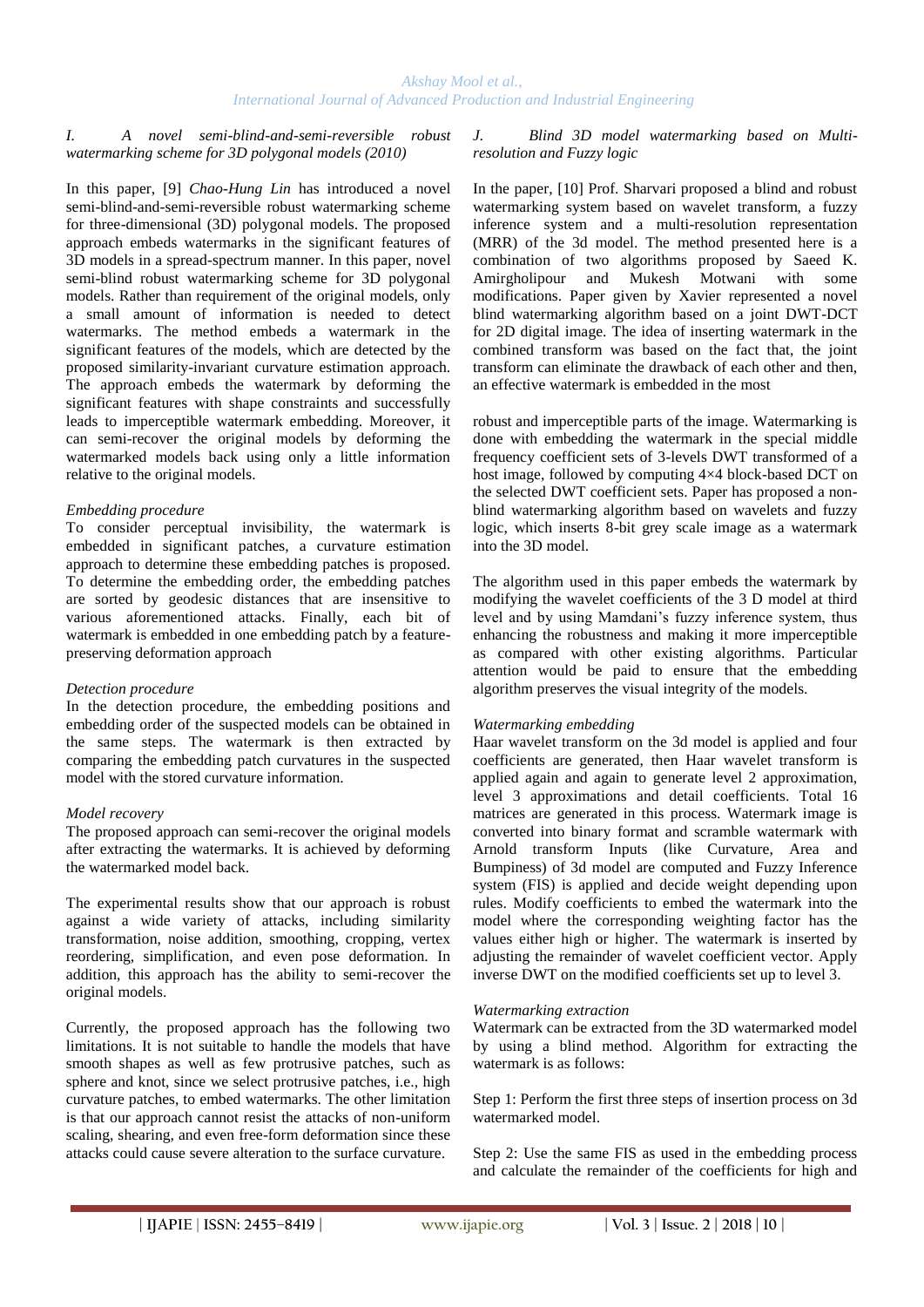### *I. A novel semi-blind-and-semi-reversible robust watermarking scheme for 3D polygonal models (2010)*

In this paper, [9] *Chao-Hung Lin* has introduced a novel semi-blind-and-semi-reversible robust watermarking scheme for three-dimensional (3D) polygonal models. The proposed approach embeds watermarks in the significant features of 3D models in a spread-spectrum manner. In this paper, novel semi-blind robust watermarking scheme for 3D polygonal models. Rather than requirement of the original models, only a small amount of information is needed to detect watermarks. The method embeds a watermark in the significant features of the models, which are detected by the proposed similarity-invariant curvature estimation approach. The approach embeds the watermark by deforming the significant features with shape constraints and successfully leads to imperceptible watermark embedding. Moreover, it can semi-recover the original models by deforming the watermarked models back using only a little information relative to the original models.

*Embedding procedure*

To consider perceptual invisibility, the watermark is embedded in significant patches, a curvature estimation approach to determine these embedding patches is proposed. To determine the embedding order, the embedding patches are sorted by geodesic distances that are insensitive to various aforementioned attacks. Finally, each bit of watermark is embedded in one embedding patch by a feature-preserving deformation approach

*Detection procedure*

In the detection procedure, the embedding positions and embedding order of the suspected models can be obtained in the same steps. The watermark is then extracted by comparing the embedding patch curvatures in the suspected model with the stored curvature information.

*Model recovery*

The proposed approach can semi-recover the original models after extracting the watermarks. It is achieved by deforming the watermarked model back.

The experimental results show that our approach is robust against a wide variety of attacks, including similarity transformation, noise addition, smoothing, cropping, vertex reordering, simplification, and even pose deformation. In addition, this approach has the ability to semi-recover the original models.

Currently, the proposed approach has the following two limitations. It is not suitable to handle the models that have smooth shapes as well as few protrusive patches, such as sphere and knot, since we select protrusive patches, i.e., high curvature patches, to embed watermarks. The other limitation is that our approach cannot resist the attacks of non-uniform scaling, shearing, and even free-form deformation since these attacks could cause severe alteration to the surface curvature.

### *J. Blind 3D model watermarking based on Multi-resolution and Fuzzy logic*

In the paper, [10] Prof. Sharvari proposed a blind and robust watermarking system based on wavelet transform, a fuzzy inference system and a multi-resolution representation (MRR) of the 3d model. The method presented here is a combination of two algorithms proposed by Saeed K. Amirgholipour and Mukesh Motwani with some modifications. Paper given by Xavier represented a novel blind watermarking algorithm based on a joint DWT-DCT for 2D digital image. The idea of inserting watermark in the combined transform was based on the fact that, the joint transform can eliminate the drawback of each other and then, an effective watermark is embedded in the most robust and imperceptible parts of the image. Watermarking is done with embedding the watermark in the special middle frequency coefficient sets of 3-levels DWT transformed of a host image, followed by computing 4×4 block-based DCT on the selected DWT coefficient sets. Paper has proposed a non-blind watermarking algorithm based on wavelets and fuzzy logic, which inserts 8-bit grey scale image as a watermark into the 3D model.

The algorithm used in this paper embeds the watermark by modifying the wavelet coefficients of the 3 D model at third level and by using Mamdani's fuzzy inference system, thus enhancing the robustness and making it more imperceptible as compared with other existing algorithms. Particular attention would be paid to ensure that the embedding algorithm preserves the visual integrity of the models.

*Watermarking embedding*

Haar wavelet transform on the 3d model is applied and four coefficients are generated, then Haar wavelet transform is applied again and again to generate level 2 approximation, level 3 approximations and detail coefficients. Total 16 matrices are generated in this process. Watermark image is converted into binary format and scramble watermark with Arnold transform Inputs (like Curvature, Area and Bumpiness) of 3d model are computed and Fuzzy Inference system (FIS) is applied and decide weight depending upon rules. Modify coefficients to embed the watermark into the model where the corresponding weighting factor has the values either high or higher. The watermark is inserted by adjusting the remainder of wavelet coefficient vector. Apply inverse DWT on the modified coefficients set up to level 3.

*Watermarking extraction*

Watermark can be extracted from the 3D watermarked model by using a blind method. Algorithm for extracting the watermark is as follows:

Step 1: Perform the first three steps of insertion process on 3d watermarked model.

Step 2: Use the same FIS as used in the embedding process and calculate the remainder of the coefficients for high and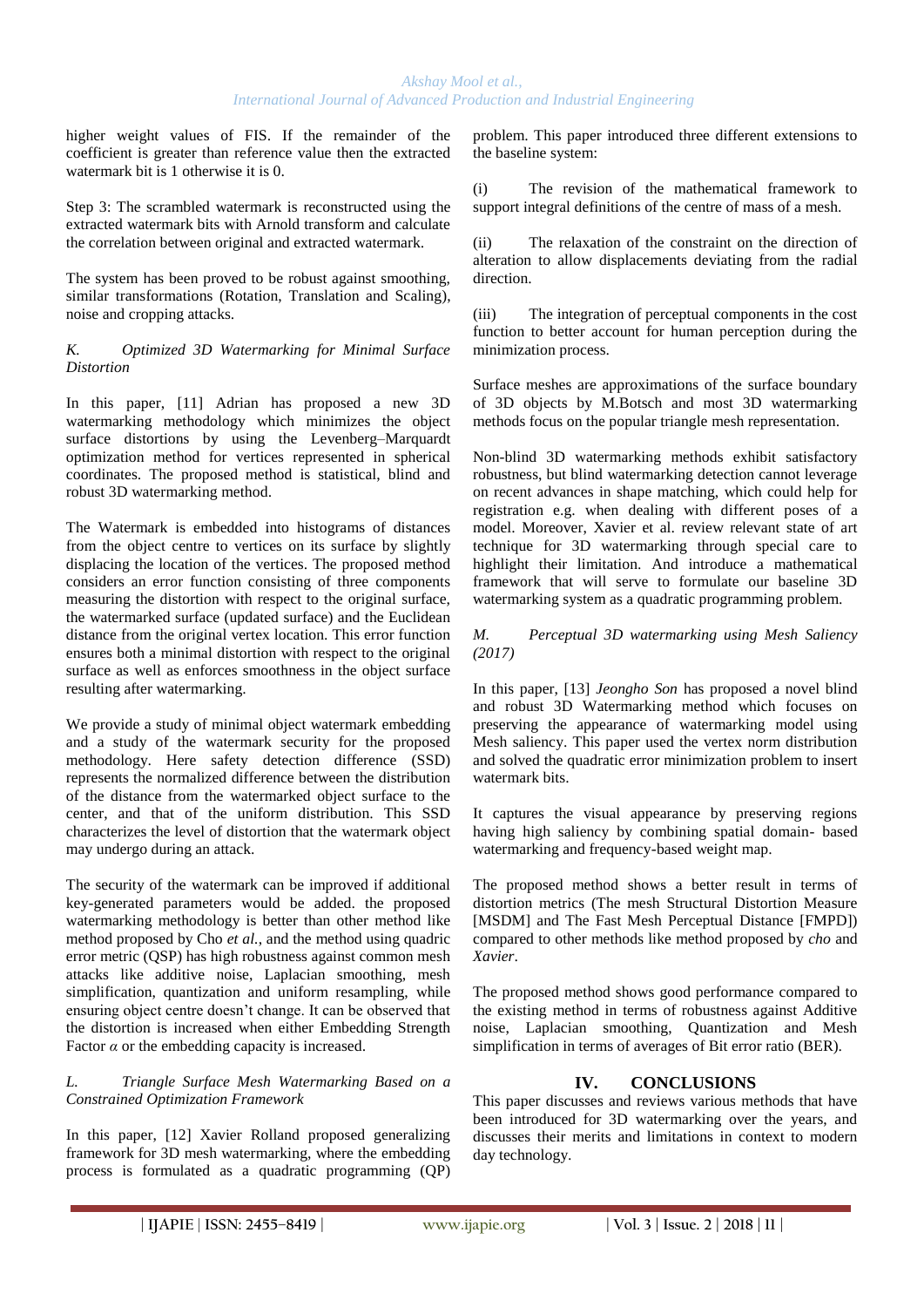higher weight values of FIS. If the remainder of the coefficient is greater than reference value then the extracted watermark bit is 1 otherwise it is 0.

Step 3: The scrambled watermark is reconstructed using the extracted watermark bits with Arnold transform and calculate the correlation between original and extracted watermark.

The system has been proved to be robust against smoothing, similar transformations (Rotation, Translation and Scaling), noise and cropping attacks.

### *K. Optimized 3D Watermarking for Minimal Surface Distortion*

In this paper, [11] Adrian has proposed a new 3D watermarking methodology which minimizes the object surface distortions by using the Levenberg–Marquardt optimization method for vertices represented in spherical coordinates. The proposed method is statistical, blind and robust 3D watermarking method.

The Watermark is embedded into histograms of distances from the object centre to vertices on its surface by slightly displacing the location of the vertices. The proposed method considers an error function consisting of three components measuring the distortion with respect to the original surface, the watermarked surface (updated surface) and the Euclidean distance from the original vertex location. This error function ensures both a minimal distortion with respect to the original surface as well as enforces smoothness in the object surface resulting after watermarking.

We provide a study of minimal object watermark embedding and a study of the watermark security for the proposed methodology. Here safety detection difference (SSD) represents the normalized difference between the distribution of the distance from the watermarked object surface to the center, and that of the uniform distribution. This SSD characterizes the level of distortion that the watermark object may undergo during an attack.

The security of the watermark can be improved if additional key-generated parameters would be added. the proposed watermarking methodology is better than other method like method proposed by Cho *et al.*, and the method using quadric error metric (QSP) has high robustness against common mesh attacks like additive noise, Laplacian smoothing, mesh simplification, quantization and uniform resampling, while ensuring object centre doesn't change. It can be observed that the distortion is increased when either Embedding Strength Factor $\alpha$ or the embedding capacity is increased.

### *L. Triangle Surface Mesh Watermarking Based on a Constrained Optimization Framework*

In this paper, [12] Xavier Rolland proposed generalizing framework for 3D mesh watermarking, where the embedding process is formulated as a quadratic programming (QP) problem. This paper introduced three different extensions to the baseline system:

(i) The revision of the mathematical framework to support integral definitions of the centre of mass of a mesh.

(ii) The relaxation of the constraint on the direction of alteration to allow displacements deviating from the radial direction.

(iii) The integration of perceptual components in the cost function to better account for human perception during the minimization process.

Surface meshes are approximations of the surface boundary of 3D objects by M.Botsch and most 3D watermarking methods focus on the popular triangle mesh representation.

Non-blind 3D watermarking methods exhibit satisfactory robustness, but blind watermarking detection cannot leverage on recent advances in shape matching, which could help for registration e.g. when dealing with different poses of a model. Moreover, Xavier et al. review relevant state of art technique for 3D watermarking through special care to highlight their limitation. And introduce a mathematical framework that will serve to formulate our baseline 3D watermarking system as a quadratic programming problem.

### *M. Perceptual 3D watermarking using Mesh Saliency (2017)*

In this paper, [13] *Jeongho Son* has proposed a novel blind and robust 3D Watermarking method which focuses on preserving the appearance of watermarking model using Mesh saliency. This paper used the vertex norm distribution and solved the quadratic error minimization problem to insert watermark bits.

It captures the visual appearance by preserving regions having high saliency by combining spatial domain- based watermarking and frequency-based weight map.

The proposed method shows a better result in terms of distortion metrics (The mesh Structural Distortion Measure [MSDM] and The Fast Mesh Perceptual Distance [FMPD]) compared to other methods like method proposed by *cho* and *Xavier*.

The proposed method shows good performance compared to the existing method in terms of robustness against Additive noise, Laplacian smoothing, Quantization and Mesh simplification in terms of averages of Bit error ratio (BER).

## IV. CONCLUSIONS

This paper discusses and reviews various methods that have been introduced for 3D watermarking over the years, and discusses their merits and limitations in context to modern day technology.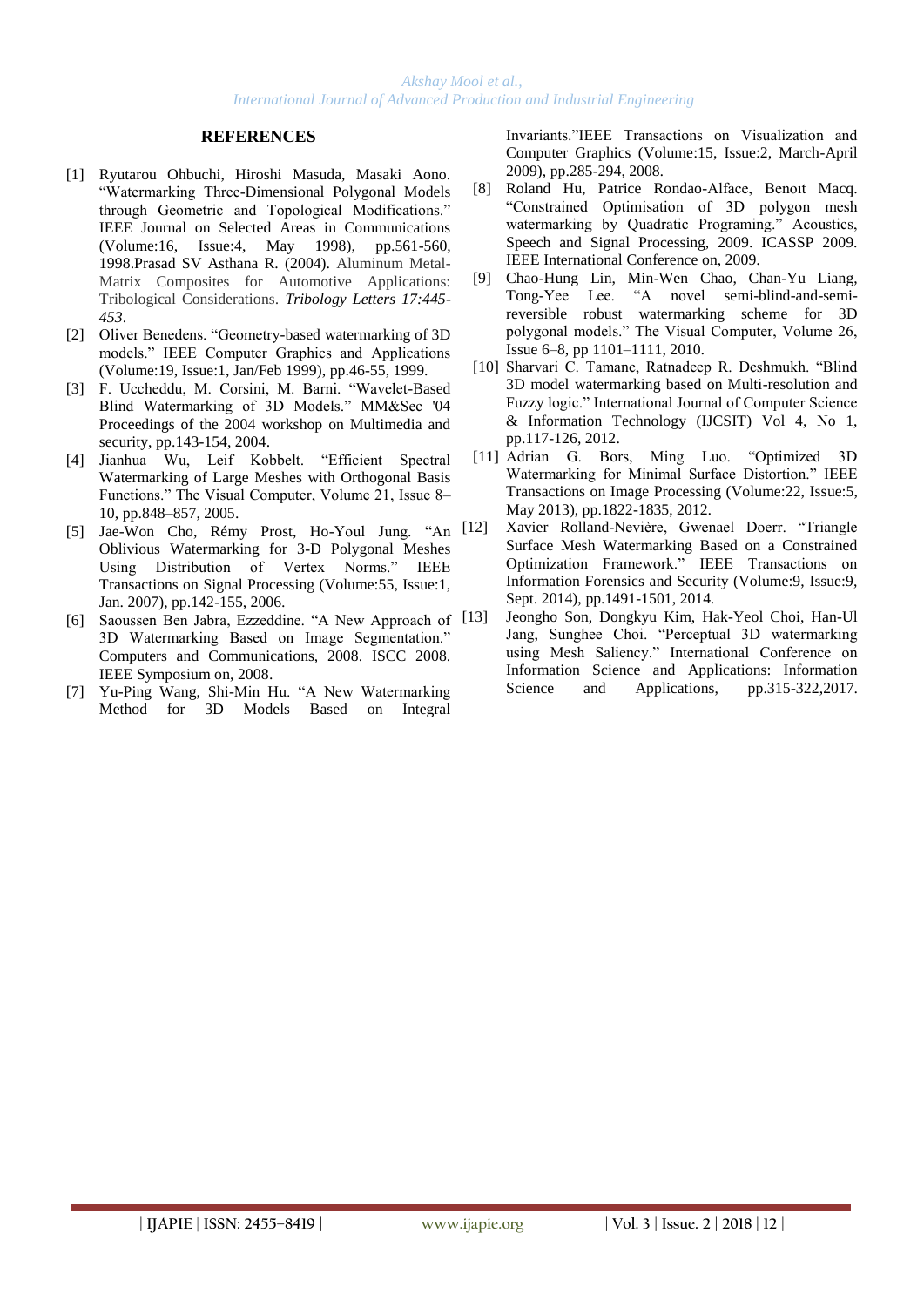## REFERENCES

[1] Ryutarou Ohbuchi, Hiroshi Masuda, Masaki Aono. "Watermarking Three-Dimensional Polygonal Models through Geometric and Topological Modifications." IEEE Journal on Selected Areas in Communications (Volume:16, Issue:4, May 1998), pp.561-560, 1998.Prasad SV Asthana R. (2004). Aluminum Metal-Matrix Composites for Automotive Applications: Tribological Considerations. *Tribology Letters 17:445-453*.

[2] Oliver Benedens. "Geometry-based watermarking of 3D models." IEEE Computer Graphics and Applications (Volume:19, Issue:1, Jan/Feb 1999), pp.46-55, 1999.

[3] F. Uccheddu, M. Corsini, M. Barni. "Wavelet-Based Blind Watermarking of 3D Models." MM&Sec '04 Proceedings of the 2004 workshop on Multimedia and security, pp.143-154, 2004.

[4] Jianhua Wu, Leif Kobbelt. "Efficient Spectral Watermarking of Large Meshes with Orthogonal Basis Functions." The Visual Computer, Volume 21, Issue 8–10, pp.848–857, 2005.

[5] Jae-Won Cho, Rémy Prost, Ho-Youl Jung. "An Oblivious Watermarking for 3-D Polygonal Meshes Using Distribution of Vertex Norms." IEEE Transactions on Signal Processing (Volume:55, Issue:1, Jan. 2007), pp.142-155, 2006.

[6] Saoussen Ben Jabra, Ezzeddine. "A New Approach of 3D Watermarking Based on Image Segmentation." Computers and Communications, 2008. ISCC 2008. IEEE Symposium on, 2008.

[7] Yu-Ping Wang, Shi-Min Hu. "A New Watermarking Method for 3D Models Based on Integral Invariants."IEEE Transactions on Visualization and Computer Graphics (Volume:15, Issue:2, March-April 2009), pp.285-294, 2008.

[8] Roland Hu, Patrice Rondao-Alface, Benoıt Macq. "Constrained Optimisation of 3D polygon mesh watermarking by Quadratic Programing." Acoustics, Speech and Signal Processing, 2009. ICASSP 2009. IEEE International Conference on, 2009.

[9] Chao-Hung Lin, Min-Wen Chao, Chan-Yu Liang, Tong-Yee Lee. "A novel semi-blind-and-semi-reversible robust watermarking scheme for 3D polygonal models." The Visual Computer, Volume 26, Issue 6–8, pp 1101–1111, 2010.

[10] Sharvari C. Tamane, Ratnadeep R. Deshmukh. "Blind 3D model watermarking based on Multi-resolution and Fuzzy logic." International Journal of Computer Science & Information Technology (IJCSIT) Vol 4, No 1, pp.117-126, 2012.

[11] Adrian G. Bors, Ming Luo. "Optimized 3D Watermarking for Minimal Surface Distortion." IEEE Transactions on Image Processing (Volume:22, Issue:5, May 2013), pp.1822-1835, 2012.

[12] Xavier Rolland-Nevière, Gwenael Doerr. "Triangle Surface Mesh Watermarking Based on a Constrained Optimization Framework." IEEE Transactions on Information Forensics and Security (Volume:9, Issue:9, Sept. 2014), pp.1491-1501, 2014.

[13] Jeongho Son, Dongkyu Kim, Hak-Yeol Choi, Han-Ul Jang, Sunghee Choi. "Perceptual 3D watermarking using Mesh Saliency." International Conference on Information Science and Applications: Information Science and Applications, pp.315-322,2017.